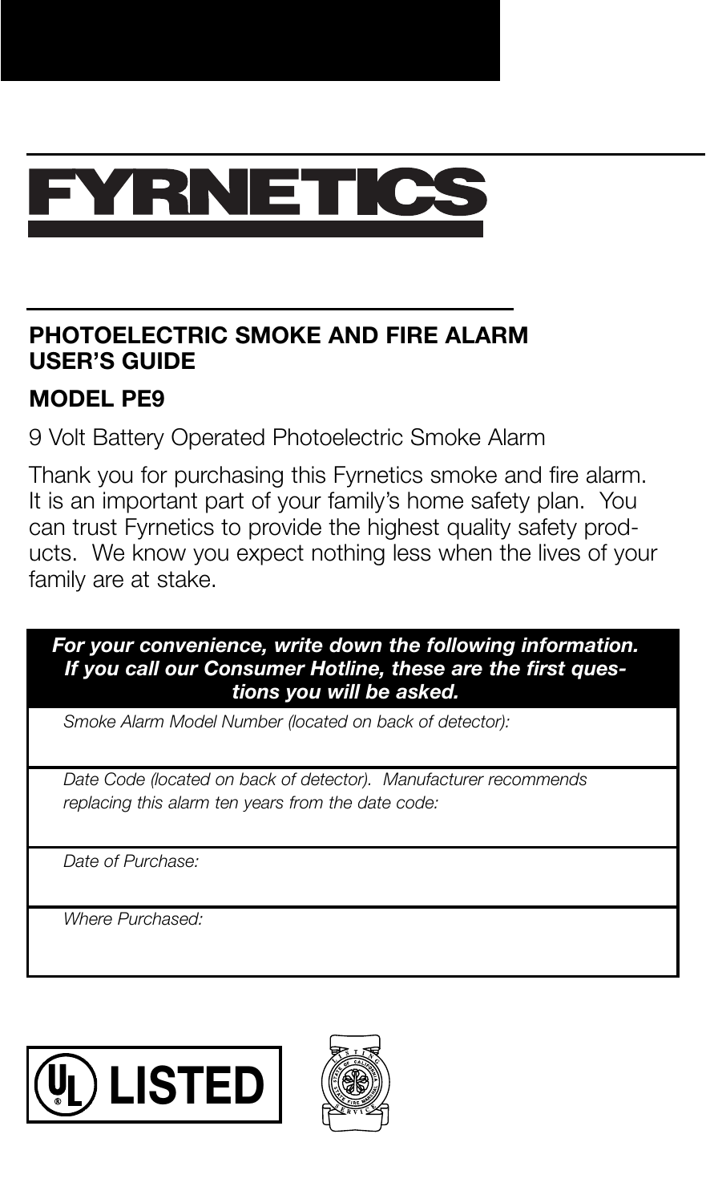# FYRNETICS

## PHOTOELECTRIC SMOKE AND FIRE ALARM USER'S GUIDE

## MODEL PE9

9 Volt Battery Operated Photoelectric Smoke Alarm

Thank you for purchasing this Fyrnetics smoke and fire alarm. It is an important part of your family's home safety plan. You can trust Fyrnetics to provide the highest quality safety products. We know you expect nothing less when the lives of your family are at stake.

| ***For your convenience, write down the following information. If you call our Consumer Hotline, these are the first questions you will be asked.*** |
|---|
| *Smoke Alarm Model Number (located on back of detector):* |
| *Date Code (located on back of detector). Manufacturer recommends replacing this alarm ten years from the date code:* |
| *Date of Purchase:* |
| *Where Purchased:* |

UL LISTED

LISTING SERVICE — STATE OF CALIFORNIA — STATE FIRE MARSHAL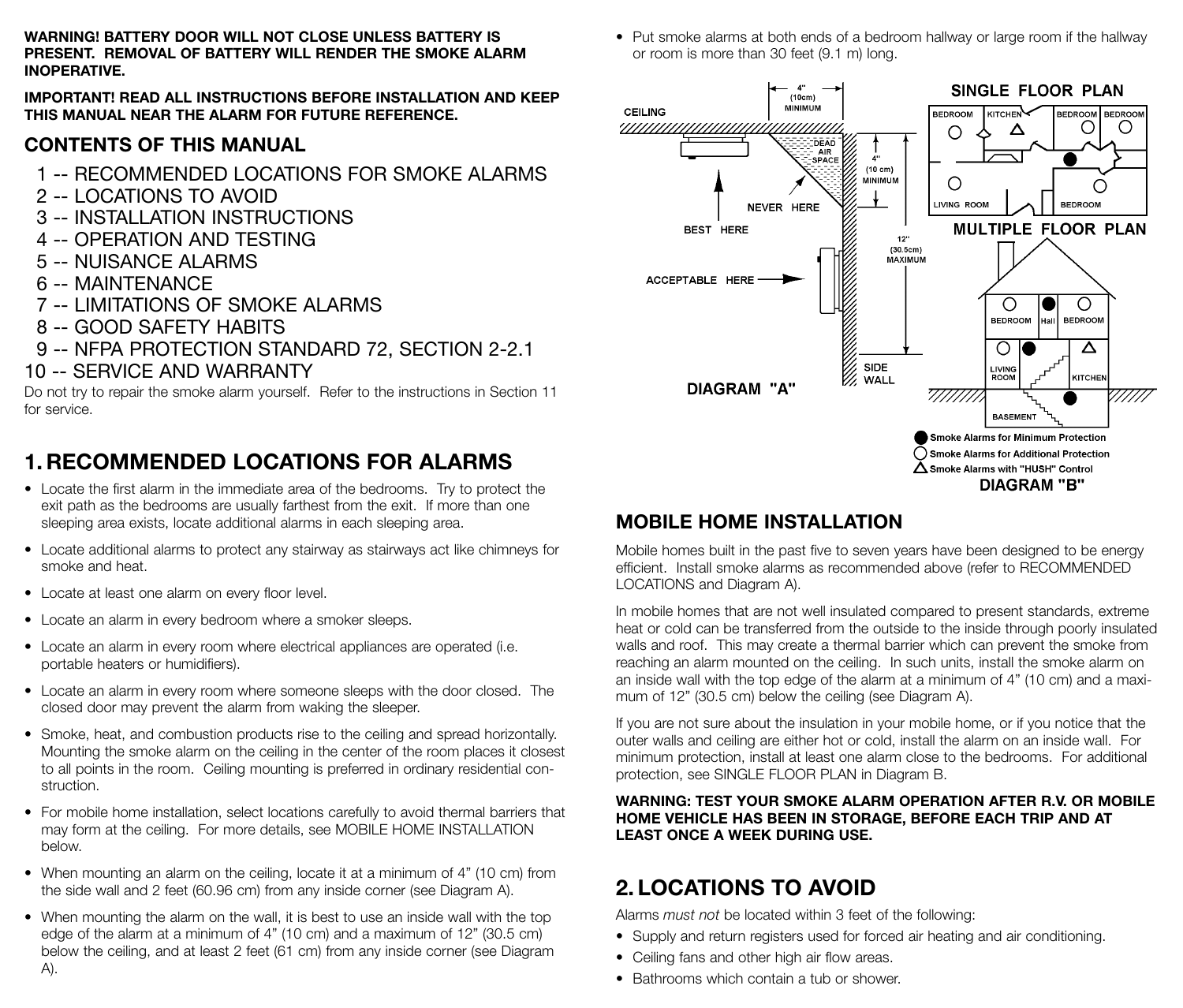**WARNING! BATTERY DOOR WILL NOT CLOSE UNLESS BATTERY IS PRESENT. REMOVAL OF BATTERY WILL RENDER THE SMOKE ALARM INOPERATIVE.**

**IMPORTANT! READ ALL INSTRUCTIONS BEFORE INSTALLATION AND KEEP THIS MANUAL NEAR THE ALARM FOR FUTURE REFERENCE.**

## CONTENTS OF THIS MANUAL

1 -- RECOMMENDED LOCATIONS FOR SMOKE ALARMS
2 -- LOCATIONS TO AVOID
3 -- INSTALLATION INSTRUCTIONS
4 -- OPERATION AND TESTING
5 -- NUISANCE ALARMS
6 -- MAINTENANCE
7 -- LIMITATIONS OF SMOKE ALARMS
8 -- GOOD SAFETY HABITS
9 -- NFPA PROTECTION STANDARD 72, SECTION 2-2.1
10 -- SERVICE AND WARRANTY

Do not try to repair the smoke alarm yourself. Refer to the instructions in Section 11 for service.

## 1. RECOMMENDED LOCATIONS FOR ALARMS

- Locate the first alarm in the immediate area of the bedrooms. Try to protect the exit path as the bedrooms are usually farthest from the exit. If more than one sleeping area exists, locate additional alarms in each sleeping area.
- Locate additional alarms to protect any stairway as stairways act like chimneys for smoke and heat.
- Locate at least one alarm on every floor level.
- Locate an alarm in every bedroom where a smoker sleeps.
- Locate an alarm in every room where electrical appliances are operated (i.e. portable heaters or humidifiers).
- Locate an alarm in every room where someone sleeps with the door closed. The closed door may prevent the alarm from waking the sleeper.
- Smoke, heat, and combustion products rise to the ceiling and spread horizontally. Mounting the smoke alarm on the ceiling in the center of the room places it closest to all points in the room. Ceiling mounting is preferred in ordinary residential construction.
- For mobile home installation, select locations carefully to avoid thermal barriers that may form at the ceiling. For more details, see MOBILE HOME INSTALLATION below.
- When mounting an alarm on the ceiling, locate it at a minimum of 4" (10 cm) from the side wall and 2 feet (60.96 cm) from any inside corner (see Diagram A).
- When mounting the alarm on the wall, it is best to use an inside wall with the top edge of the alarm at a minimum of 4" (10 cm) and a maximum of 12" (30.5 cm) below the ceiling, and at least 2 feet (61 cm) from any inside corner (see Diagram A).
- Put smoke alarms at both ends of a bedroom hallway or large room if the hallway or room is more than 30 feet (9.1 m) long.

CEILING — 4" (10cm) MINIMUM — DEAD AIR SPACE — 4" (10 cm) MINIMUM — NEVER HERE — BEST HERE — 12" (30.5cm) MAXIMUM — ACCEPTABLE HERE — SIDE WALL

DIAGRAM "A"

SINGLE FLOOR PLAN — BEDROOM, KITCHEN, BEDROOM, BEDROOM, LIVING ROOM, BEDROOM

MULTIPLE FLOOR PLAN — BEDROOM, Hall, BEDROOM, LIVING ROOM, KITCHEN, BASEMENT

● Smoke Alarms for Minimum Protection
○ Smoke Alarms for Additional Protection
△ Smoke Alarms with "HUSH" Control

DIAGRAM "B"

## MOBILE HOME INSTALLATION

Mobile homes built in the past five to seven years have been designed to be energy efficient. Install smoke alarms as recommended above (refer to RECOMMENDED LOCATIONS and Diagram A).

In mobile homes that are not well insulated compared to present standards, extreme heat or cold can be transferred from the outside to the inside through poorly insulated walls and roof. This may create a thermal barrier which can prevent the smoke from reaching an alarm mounted on the ceiling. In such units, install the smoke alarm on an inside wall with the top edge of the alarm at a minimum of 4" (10 cm) and a maximum of 12" (30.5 cm) below the ceiling (see Diagram A).

If you are not sure about the insulation in your mobile home, or if you notice that the outer walls and ceiling are either hot or cold, install the alarm on an inside wall. For minimum protection, install at least one alarm close to the bedrooms. For additional protection, see SINGLE FLOOR PLAN in Diagram B.

**WARNING: TEST YOUR SMOKE ALARM OPERATION AFTER R.V. OR MOBILE HOME VEHICLE HAS BEEN IN STORAGE, BEFORE EACH TRIP AND AT LEAST ONCE A WEEK DURING USE.**

## 2. LOCATIONS TO AVOID

Alarms *must not* be located within 3 feet of the following:

- Supply and return registers used for forced air heating and air conditioning.
- Ceiling fans and other high air flow areas.
- Bathrooms which contain a tub or shower.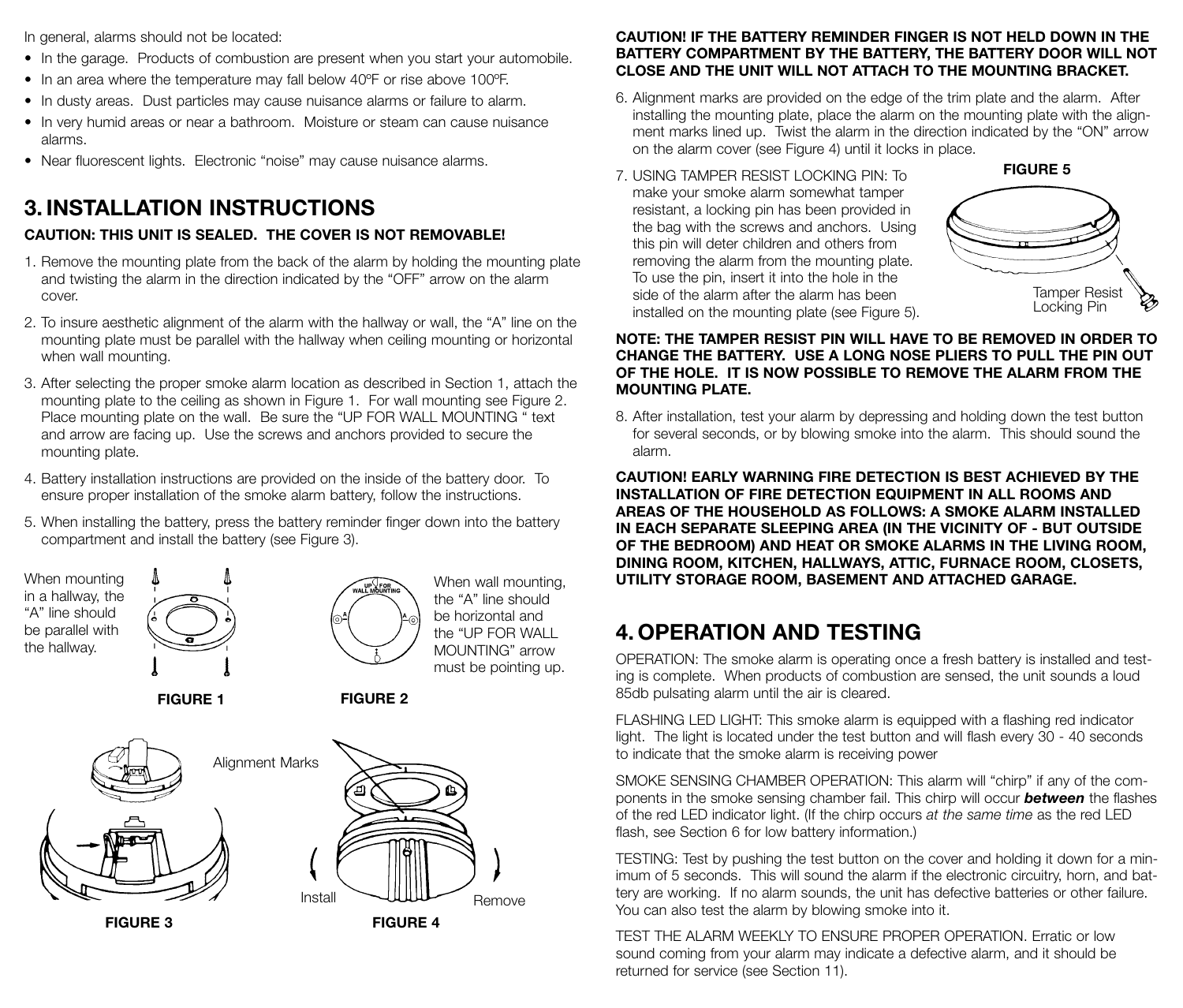In general, alarms should not be located:

- In the garage. Products of combustion are present when you start your automobile.
- In an area where the temperature may fall below 40ºF or rise above 100ºF.
- In dusty areas. Dust particles may cause nuisance alarms or failure to alarm.
- In very humid areas or near a bathroom. Moisture or steam can cause nuisance alarms.
- Near fluorescent lights. Electronic "noise" may cause nuisance alarms.

## 3. INSTALLATION INSTRUCTIONS

**CAUTION: THIS UNIT IS SEALED. THE COVER IS NOT REMOVABLE!**

1. Remove the mounting plate from the back of the alarm by holding the mounting plate and twisting the alarm in the direction indicated by the "OFF" arrow on the alarm cover.
2. To insure aesthetic alignment of the alarm with the hallway or wall, the "A" line on the mounting plate must be parallel with the hallway when ceiling mounting or horizontal when wall mounting.
3. After selecting the proper smoke alarm location as described in Section 1, attach the mounting plate to the ceiling as shown in Figure 1. For wall mounting see Figure 2. Place mounting plate on the wall. Be sure the "UP FOR WALL MOUNTING " text and arrow are facing up. Use the screws and anchors provided to secure the mounting plate.
4. Battery installation instructions are provided on the inside of the battery door. To ensure proper installation of the smoke alarm battery, follow the instructions.
5. When installing the battery, press the battery reminder finger down into the battery compartment and install the battery (see Figure 3).

When mounting in a hallway, the "A" line should be parallel with the hallway.

**FIGURE 1**

When wall mounting, the "A" line should be horizontal and the "UP FOR WALL MOUNTING" arrow must be pointing up.

**FIGURE 2**

**FIGURE 3**

Alignment Marks

Install Remove

**FIGURE 4**

**CAUTION! IF THE BATTERY REMINDER FINGER IS NOT HELD DOWN IN THE BATTERY COMPARTMENT BY THE BATTERY, THE BATTERY DOOR WILL NOT CLOSE AND THE UNIT WILL NOT ATTACH TO THE MOUNTING BRACKET.**

6. Alignment marks are provided on the edge of the trim plate and the alarm. After installing the mounting plate, place the alarm on the mounting plate with the alignment marks lined up. Twist the alarm in the direction indicated by the "ON" arrow on the alarm cover (see Figure 4) until it locks in place.
7. USING TAMPER RESIST LOCKING PIN: To make your smoke alarm somewhat tamper resistant, a locking pin has been provided in the bag with the screws and anchors. Using this pin will deter children and others from removing the alarm from the mounting plate. To use the pin, insert it into the hole in the side of the alarm after the alarm has been installed on the mounting plate (see Figure 5).

**FIGURE 5**

Tamper Resist Locking Pin

**NOTE: THE TAMPER RESIST PIN WILL HAVE TO BE REMOVED IN ORDER TO CHANGE THE BATTERY. USE A LONG NOSE PLIERS TO PULL THE PIN OUT OF THE HOLE. IT IS NOW POSSIBLE TO REMOVE THE ALARM FROM THE MOUNTING PLATE.**

8. After installation, test your alarm by depressing and holding down the test button for several seconds, or by blowing smoke into the alarm. This should sound the alarm.

**CAUTION! EARLY WARNING FIRE DETECTION IS BEST ACHIEVED BY THE INSTALLATION OF FIRE DETECTION EQUIPMENT IN ALL ROOMS AND AREAS OF THE HOUSEHOLD AS FOLLOWS: A SMOKE ALARM INSTALLED IN EACH SEPARATE SLEEPING AREA (IN THE VICINITY OF - BUT OUTSIDE OF THE BEDROOM) AND HEAT OR SMOKE ALARMS IN THE LIVING ROOM, DINING ROOM, KITCHEN, HALLWAYS, ATTIC, FURNACE ROOM, CLOSETS, UTILITY STORAGE ROOM, BASEMENT AND ATTACHED GARAGE.**

## 4. OPERATION AND TESTING

OPERATION: The smoke alarm is operating once a fresh battery is installed and testing is complete. When products of combustion are sensed, the unit sounds a loud 85db pulsating alarm until the air is cleared.

FLASHING LED LIGHT: This smoke alarm is equipped with a flashing red indicator light. The light is located under the test button and will flash every 30 - 40 seconds to indicate that the smoke alarm is receiving power

SMOKE SENSING CHAMBER OPERATION: This alarm will "chirp" if any of the components in the smoke sensing chamber fail. This chirp will occur ***between*** the flashes of the red LED indicator light. (If the chirp occurs *at the same time* as the red LED flash, see Section 6 for low battery information.)

TESTING: Test by pushing the test button on the cover and holding it down for a minimum of 5 seconds. This will sound the alarm if the electronic circuitry, horn, and battery are working. If no alarm sounds, the unit has defective batteries or other failure. You can also test the alarm by blowing smoke into it.

TEST THE ALARM WEEKLY TO ENSURE PROPER OPERATION. Erratic or low sound coming from your alarm may indicate a defective alarm, and it should be returned for service (see Section 11).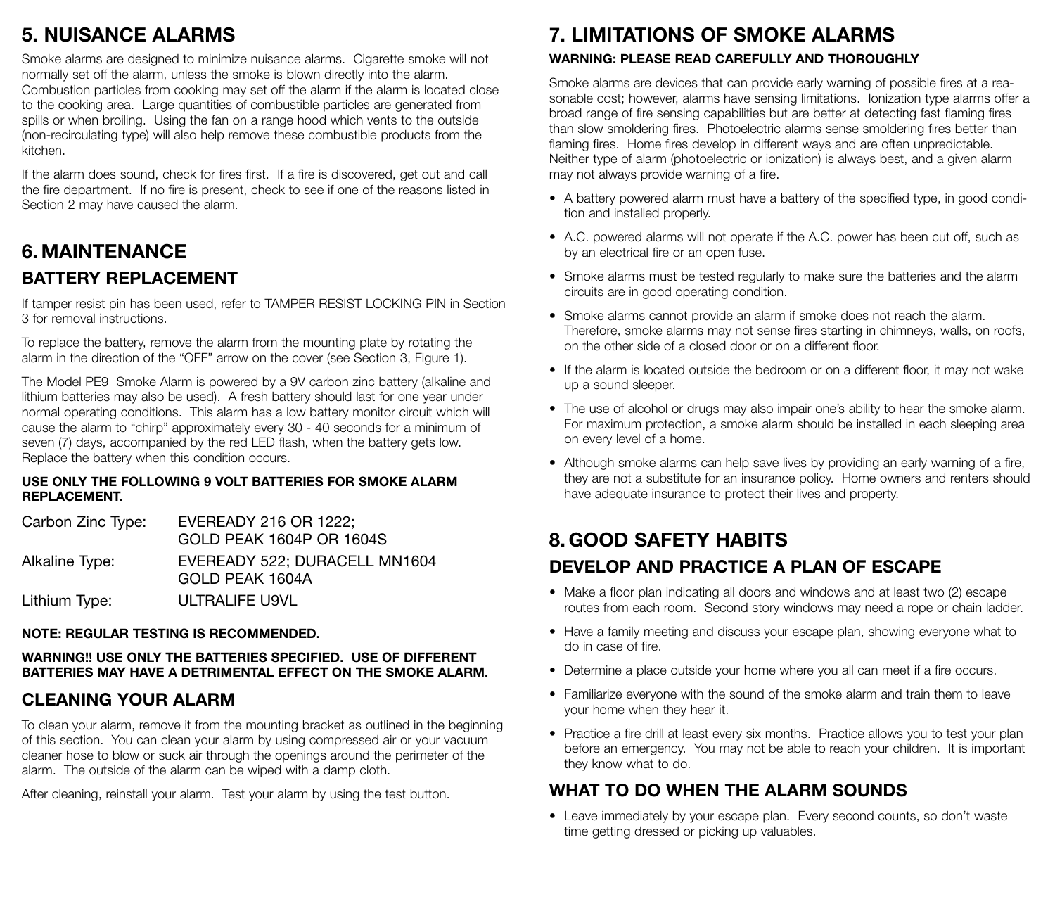## 5. NUISANCE ALARMS

Smoke alarms are designed to minimize nuisance alarms. Cigarette smoke will not normally set off the alarm, unless the smoke is blown directly into the alarm. Combustion particles from cooking may set off the alarm if the alarm is located close to the cooking area. Large quantities of combustible particles are generated from spills or when broiling. Using the fan on a range hood which vents to the outside (non-recirculating type) will also help remove these combustible products from the kitchen.

If the alarm does sound, check for fires first. If a fire is discovered, get out and call the fire department. If no fire is present, check to see if one of the reasons listed in Section 2 may have caused the alarm.

## 6. MAINTENANCE

### BATTERY REPLACEMENT

If tamper resist pin has been used, refer to TAMPER RESIST LOCKING PIN in Section 3 for removal instructions.

To replace the battery, remove the alarm from the mounting plate by rotating the alarm in the direction of the "OFF" arrow on the cover (see Section 3, Figure 1).

The Model PE9 Smoke Alarm is powered by a 9V carbon zinc battery (alkaline and lithium batteries may also be used). A fresh battery should last for one year under normal operating conditions. This alarm has a low battery monitor circuit which will cause the alarm to "chirp" approximately every 30 - 40 seconds for a minimum of seven (7) days, accompanied by the red LED flash, when the battery gets low. Replace the battery when this condition occurs.

**USE ONLY THE FOLLOWING 9 VOLT BATTERIES FOR SMOKE ALARM REPLACEMENT.**

| | |
|---|---|
| Carbon Zinc Type: | EVEREADY 216 OR 1222; GOLD PEAK 1604P OR 1604S |
| Alkaline Type: | EVEREADY 522; DURACELL MN1604 GOLD PEAK 1604A |
| Lithium Type: | ULTRALIFE U9VL |

**NOTE: REGULAR TESTING IS RECOMMENDED.**

**WARNING!! USE ONLY THE BATTERIES SPECIFIED. USE OF DIFFERENT BATTERIES MAY HAVE A DETRIMENTAL EFFECT ON THE SMOKE ALARM.**

### CLEANING YOUR ALARM

To clean your alarm, remove it from the mounting bracket as outlined in the beginning of this section. You can clean your alarm by using compressed air or your vacuum cleaner hose to blow or suck air through the openings around the perimeter of the alarm. The outside of the alarm can be wiped with a damp cloth.

After cleaning, reinstall your alarm. Test your alarm by using the test button.

## 7. LIMITATIONS OF SMOKE ALARMS

**WARNING: PLEASE READ CAREFULLY AND THOROUGHLY**

Smoke alarms are devices that can provide early warning of possible fires at a reasonable cost; however, alarms have sensing limitations. Ionization type alarms offer a broad range of fire sensing capabilities but are better at detecting fast flaming fires than slow smoldering fires. Photoelectric alarms sense smoldering fires better than flaming fires. Home fires develop in different ways and are often unpredictable. Neither type of alarm (photoelectric or ionization) is always best, and a given alarm may not always provide warning of a fire.

- A battery powered alarm must have a battery of the specified type, in good condition and installed properly.
- A.C. powered alarms will not operate if the A.C. power has been cut off, such as by an electrical fire or an open fuse.
- Smoke alarms must be tested regularly to make sure the batteries and the alarm circuits are in good operating condition.
- Smoke alarms cannot provide an alarm if smoke does not reach the alarm. Therefore, smoke alarms may not sense fires starting in chimneys, walls, on roofs, on the other side of a closed door or on a different floor.
- If the alarm is located outside the bedroom or on a different floor, it may not wake up a sound sleeper.
- The use of alcohol or drugs may also impair one's ability to hear the smoke alarm. For maximum protection, a smoke alarm should be installed in each sleeping area on every level of a home.
- Although smoke alarms can help save lives by providing an early warning of a fire, they are not a substitute for an insurance policy. Home owners and renters should have adequate insurance to protect their lives and property.

## 8. GOOD SAFETY HABITS

### DEVELOP AND PRACTICE A PLAN OF ESCAPE

- Make a floor plan indicating all doors and windows and at least two (2) escape routes from each room. Second story windows may need a rope or chain ladder.
- Have a family meeting and discuss your escape plan, showing everyone what to do in case of fire.
- Determine a place outside your home where you all can meet if a fire occurs.
- Familiarize everyone with the sound of the smoke alarm and train them to leave your home when they hear it.
- Practice a fire drill at least every six months. Practice allows you to test your plan before an emergency. You may not be able to reach your children. It is important they know what to do.

### WHAT TO DO WHEN THE ALARM SOUNDS

- Leave immediately by your escape plan. Every second counts, so don't waste time getting dressed or picking up valuables.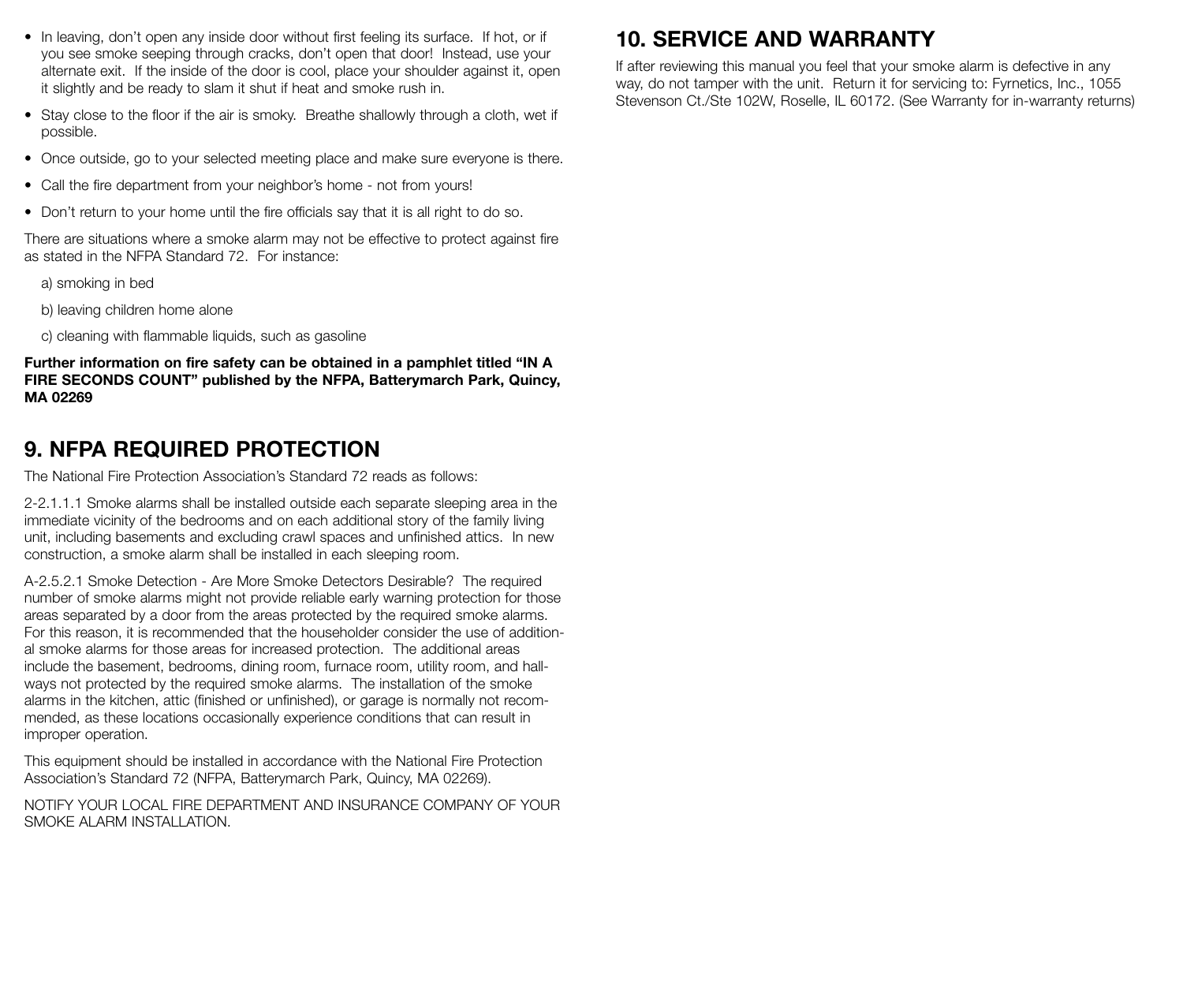- In leaving, don't open any inside door without first feeling its surface. If hot, or if you see smoke seeping through cracks, don't open that door! Instead, use your alternate exit. If the inside of the door is cool, place your shoulder against it, open it slightly and be ready to slam it shut if heat and smoke rush in.
- Stay close to the floor if the air is smoky. Breathe shallowly through a cloth, wet if possible.
- Once outside, go to your selected meeting place and make sure everyone is there.
- Call the fire department from your neighbor's home - not from yours!
- Don't return to your home until the fire officials say that it is all right to do so.

There are situations where a smoke alarm may not be effective to protect against fire as stated in the NFPA Standard 72. For instance:

a) smoking in bed

b) leaving children home alone

c) cleaning with flammable liquids, such as gasoline

**Further information on fire safety can be obtained in a pamphlet titled "IN A FIRE SECONDS COUNT" published by the NFPA, Batterymarch Park, Quincy, MA 02269**

## 9. NFPA REQUIRED PROTECTION

The National Fire Protection Association's Standard 72 reads as follows:

2-2.1.1.1 Smoke alarms shall be installed outside each separate sleeping area in the immediate vicinity of the bedrooms and on each additional story of the family living unit, including basements and excluding crawl spaces and unfinished attics. In new construction, a smoke alarm shall be installed in each sleeping room.

A-2.5.2.1 Smoke Detection - Are More Smoke Detectors Desirable? The required number of smoke alarms might not provide reliable early warning protection for those areas separated by a door from the areas protected by the required smoke alarms. For this reason, it is recommended that the householder consider the use of additional smoke alarms for those areas for increased protection. The additional areas include the basement, bedrooms, dining room, furnace room, utility room, and hallways not protected by the required smoke alarms. The installation of the smoke alarms in the kitchen, attic (finished or unfinished), or garage is normally not recommended, as these locations occasionally experience conditions that can result in improper operation.

This equipment should be installed in accordance with the National Fire Protection Association's Standard 72 (NFPA, Batterymarch Park, Quincy, MA 02269).

NOTIFY YOUR LOCAL FIRE DEPARTMENT AND INSURANCE COMPANY OF YOUR SMOKE ALARM INSTALLATION.

## 10. SERVICE AND WARRANTY

If after reviewing this manual you feel that your smoke alarm is defective in any way, do not tamper with the unit. Return it for servicing to: Fyrnetics, Inc., 1055 Stevenson Ct./Ste 102W, Roselle, IL 60172. (See Warranty for in-warranty returns)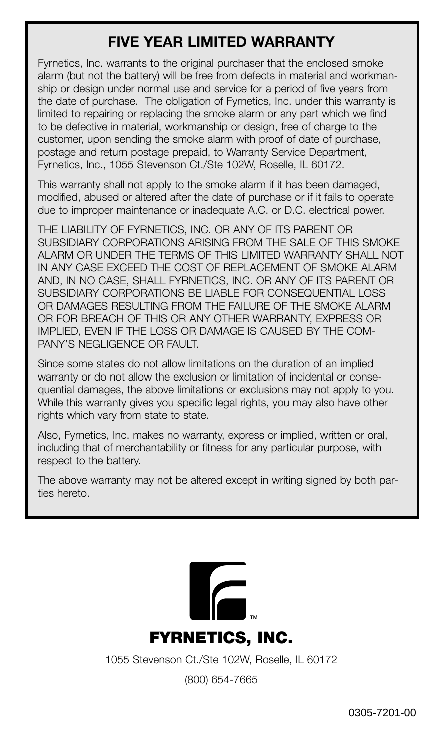# FIVE YEAR LIMITED WARRANTY

Fyrnetics, Inc. warrants to the original purchaser that the enclosed smoke alarm (but not the battery) will be free from defects in material and workmanship or design under normal use and service for a period of five years from the date of purchase. The obligation of Fyrnetics, Inc. under this warranty is limited to repairing or replacing the smoke alarm or any part which we find to be defective in material, workmanship or design, free of charge to the customer, upon sending the smoke alarm with proof of date of purchase, postage and return postage prepaid, to Warranty Service Department, Fyrnetics, Inc., 1055 Stevenson Ct./Ste 102W, Roselle, IL 60172.

This warranty shall not apply to the smoke alarm if it has been damaged, modified, abused or altered after the date of purchase or if it fails to operate due to improper maintenance or inadequate A.C. or D.C. electrical power.

THE LIABILITY OF FYRNETICS, INC. OR ANY OF ITS PARENT OR SUBSIDIARY CORPORATIONS ARISING FROM THE SALE OF THIS SMOKE ALARM OR UNDER THE TERMS OF THIS LIMITED WARRANTY SHALL NOT IN ANY CASE EXCEED THE COST OF REPLACEMENT OF SMOKE ALARM AND, IN NO CASE, SHALL FYRNETICS, INC. OR ANY OF ITS PARENT OR SUBSIDIARY CORPORATIONS BE LIABLE FOR CONSEQUENTIAL LOSS OR DAMAGES RESULTING FROM THE FAILURE OF THE SMOKE ALARM OR FOR BREACH OF THIS OR ANY OTHER WARRANTY, EXPRESS OR IMPLIED, EVEN IF THE LOSS OR DAMAGE IS CAUSED BY THE COMPANY'S NEGLIGENCE OR FAULT.

Since some states do not allow limitations on the duration of an implied warranty or do not allow the exclusion or limitation of incidental or consequential damages, the above limitations or exclusions may not apply to you. While this warranty gives you specific legal rights, you may also have other rights which vary from state to state.

Also, Fyrnetics, Inc. makes no warranty, express or implied, written or oral, including that of merchantability or fitness for any particular purpose, with respect to the battery.

The above warranty may not be altered except in writing signed by both parties hereto.

**FYRNETICS, INC.**

1055 Stevenson Ct./Ste 102W, Roselle, IL 60172

(800) 654-7665

0305-7201-00